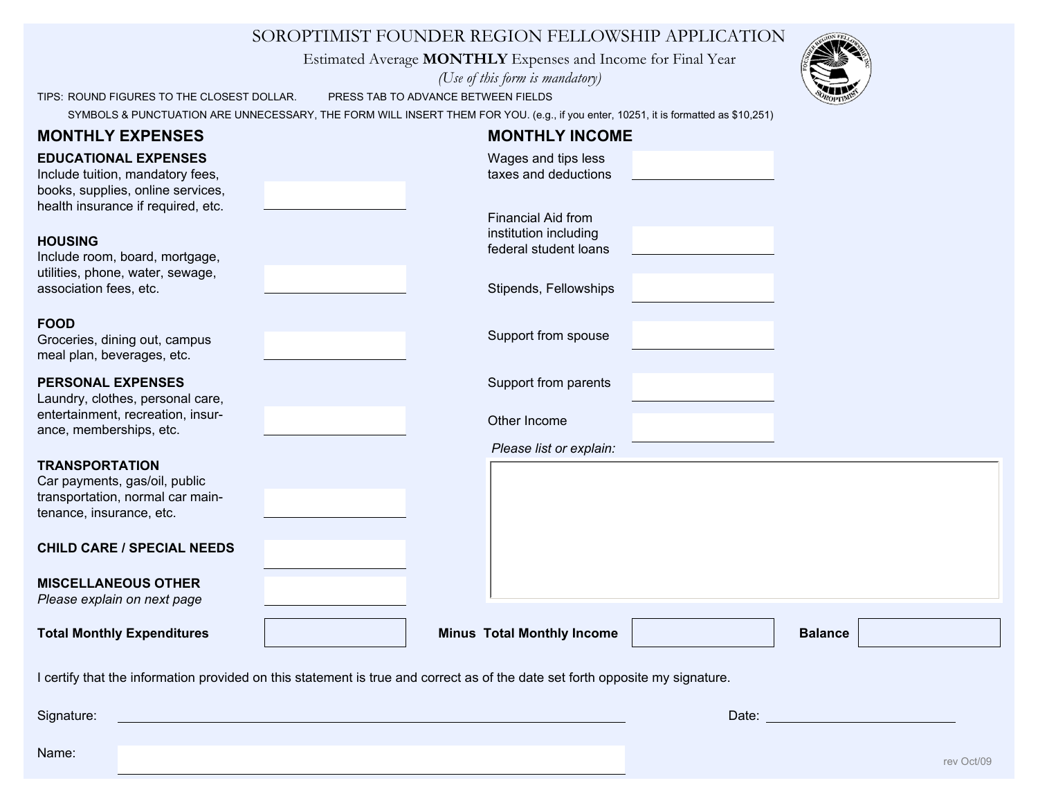# SOROPTIMIST FOUNDER REGION FELLOWSHIP APPLICATION

Estimated Average **MONTHLY** Expenses and Income for Final Year

*(Use of this form is mandatory)*

TIPS: ROUND FIGURES TO THE CLOSEST DOLLAR. PRESS TAB TO ADVANCE BETWEEN FIELDS

SYMBOLS & PUNCTUATION ARE UNNECESSARY, THE FORM WILL INSERT THEM FOR YOU. (e.g., if you enter, 10251, it is formatted as $10,251)

## MONTHLY EXPENSES

**EDUCATIONAL EXPENSES**
Include tuition, mandatory fees, books, supplies, online services, health insurance if required, etc. ____________

**HOUSING**
Include room, board, mortgage, utilities, phone, water, sewage, association fees, etc. ____________

**FOOD**
Groceries, dining out, campus meal plan, beverages, etc. ____________

**PERSONAL EXPENSES**
Laundry, clothes, personal care, entertainment, recreation, insurance, memberships, etc. ____________

**TRANSPORTATION**
Car payments, gas/oil, public transportation, normal car maintenance, insurance, etc. ____________

**CHILD CARE / SPECIAL NEEDS** ____________

**MISCELLANEOUS OTHER**
*Please explain on next page* ____________

## MONTHLY INCOME

Wages and tips less taxes and deductions ____________

Financial Aid from institution including federal student loans ____________

Stipends, Fellowships ____________

Support from spouse ____________

Support from parents ____________

Other Income ____________

*Please list or explain:*

____________

**Total Monthly Expenditures** ____________ **Minus Total Monthly Income** ____________ **Balance** ____________

I certify that the information provided on this statement is true and correct as of the date set forth opposite my signature.

Signature: ______________________________ Date: ____________

Name: ______________________________

rev Oct/09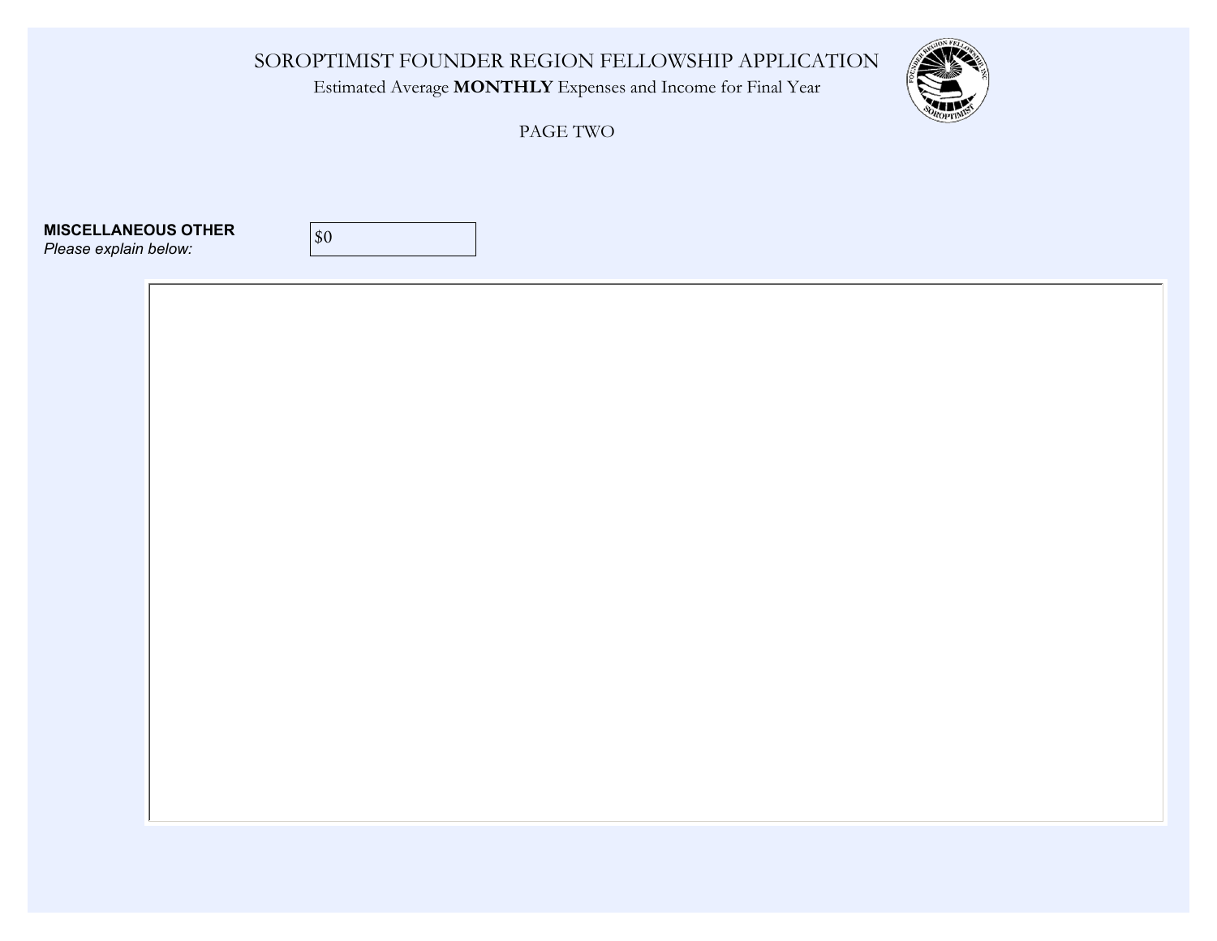# SOROPTIMIST FOUNDER REGION FELLOWSHIP APPLICATION

Estimated Average **MONTHLY** Expenses and Income for Final Year

PAGE TWO

**MISCELLANEOUS OTHER**
*Please explain below:*

$0